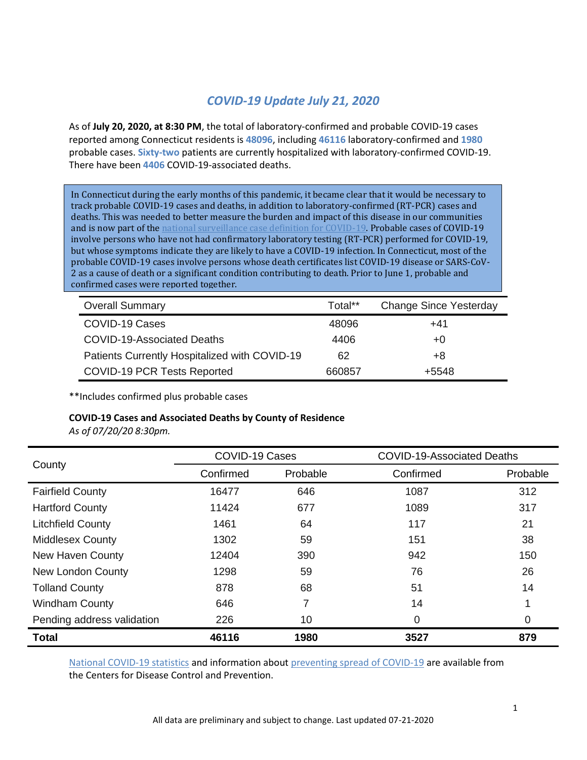# *COVID-19 Update July 21, 2020*

As of **July 20, 2020, at 8:30 PM**, the total of laboratory-confirmed and probable COVID-19 cases reported among Connecticut residents is **48096**, including **46116** laboratory-confirmed and **1980** probable cases. **Sixty-two** patients are currently hospitalized with laboratory-confirmed COVID-19. There have been **4406** COVID-19-associated deaths.

In Connecticut during the early months of this pandemic, it became clear that it would be necessary to track probable COVID-19 cases and deaths, in addition to laboratory-confirmed (RT-PCR) cases and deaths. This was needed to better measure the burden and impact of this disease in our communities and is now part of the national surveillance case definition for COVID-19. Probable cases of COVID-19 involve persons who have not had confirmatory laboratory testing (RT-PCR) performed for COVID-19, but whose symptoms indicate they are likely to have a COVID-19 infection. In Connecticut, most of the probable COVID-19 cases involve persons whose death certificates list COVID-19 disease or SARS-CoV-2 as a cause of death or a significant condition contributing to death. Prior to June 1, probable and confirmed cases were reported together.

| Overall Summary | Total** | Change Since Yesterday |
|---|---|---|
| COVID-19 Cases | 48096 | +41 |
| COVID-19-Associated Deaths | 4406 | +0 |
| Patients Currently Hospitalized with COVID-19 | 62 | +8 |
| COVID-19 PCR Tests Reported | 660857 | +5548 |

**Includes confirmed plus probable cases

**COVID-19 Cases and Associated Deaths by County of Residence**

*As of 07/20/20 8:30pm.*

| County | COVID-19 Cases | | COVID-19-Associated Deaths | |
|---|---|---|---|---|
| | Confirmed | Probable | Confirmed | Probable |
| Fairfield County | 16477 | 646 | 1087 | 312 |
| Hartford County | 11424 | 677 | 1089 | 317 |
| Litchfield County | 1461 | 64 | 117 | 21 |
| Middlesex County | 1302 | 59 | 151 | 38 |
| New Haven County | 12404 | 390 | 942 | 150 |
| New London County | 1298 | 59 | 76 | 26 |
| Tolland County | 878 | 68 | 51 | 14 |
| Windham County | 646 | 7 | 14 | 1 |
| Pending address validation | 226 | 10 | 0 | 0 |
| **Total** | **46116** | **1980** | **3527** | **879** |

National COVID-19 statistics and information about preventing spread of COVID-19 are available from the Centers for Disease Control and Prevention.

All data are preliminary and subject to change. Last updated 07-21-2020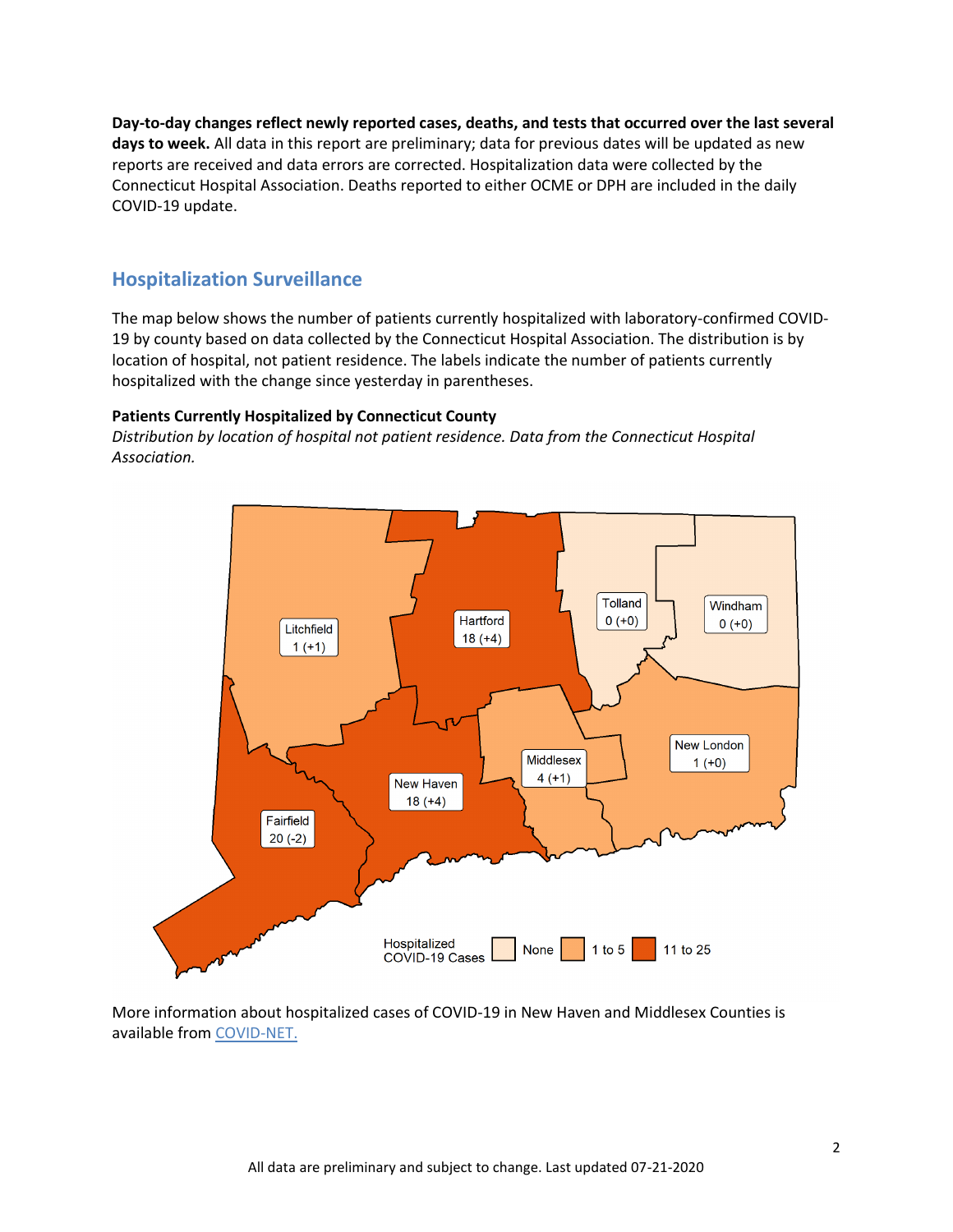**Day-to-day changes reflect newly reported cases, deaths, and tests that occurred over the last several days to week.** All data in this report are preliminary; data for previous dates will be updated as new reports are received and data errors are corrected. Hospitalization data were collected by the Connecticut Hospital Association. Deaths reported to either OCME or DPH are included in the daily COVID-19 update.

## Hospitalization Surveillance

The map below shows the number of patients currently hospitalized with laboratory-confirmed COVID-19 by county based on data collected by the Connecticut Hospital Association. The distribution is by location of hospital, not patient residence. The labels indicate the number of patients currently hospitalized with the change since yesterday in parentheses.

**Patients Currently Hospitalized by Connecticut County**

*Distribution by location of hospital not patient residence. Data from the Connecticut Hospital Association.*

| County | Patients currently hospitalized (change since yesterday) |
|---|---|
| Litchfield | 1 (+1) |
| Hartford | 18 (+4) |
| Tolland | 0 (+0) |
| Windham | 0 (+0) |
| Fairfield | 20 (-2) |
| New Haven | 18 (+4) |
| Middlesex | 4 (+1) |
| New London | 1 (+0) |

Hospitalized COVID-19 Cases: None; 1 to 5; 11 to 25

More information about hospitalized cases of COVID-19 in New Haven and Middlesex Counties is available from COVID-NET.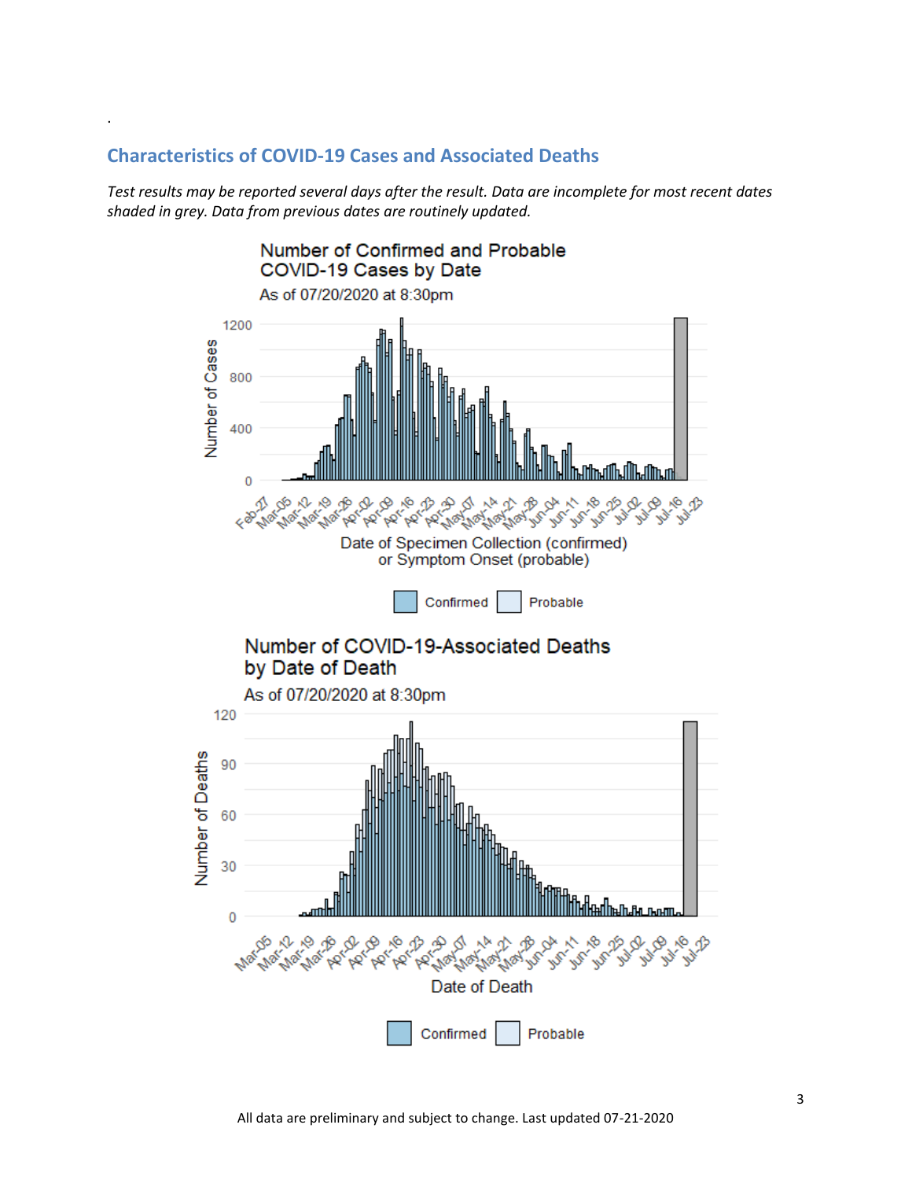## Characteristics of COVID-19 Cases and Associated Deaths

*Test results may be reported several days after the result. Data are incomplete for most recent dates shaded in grey. Data from previous dates are routinely updated.*

Number of Confirmed and Probable COVID-19 Cases by Date

As of 07/20/2020 at 8:30pm

Number of COVID-19-Associated Deaths by Date of Death

As of 07/20/2020 at 8:30pm

All data are preliminary and subject to change. Last updated 07-21-2020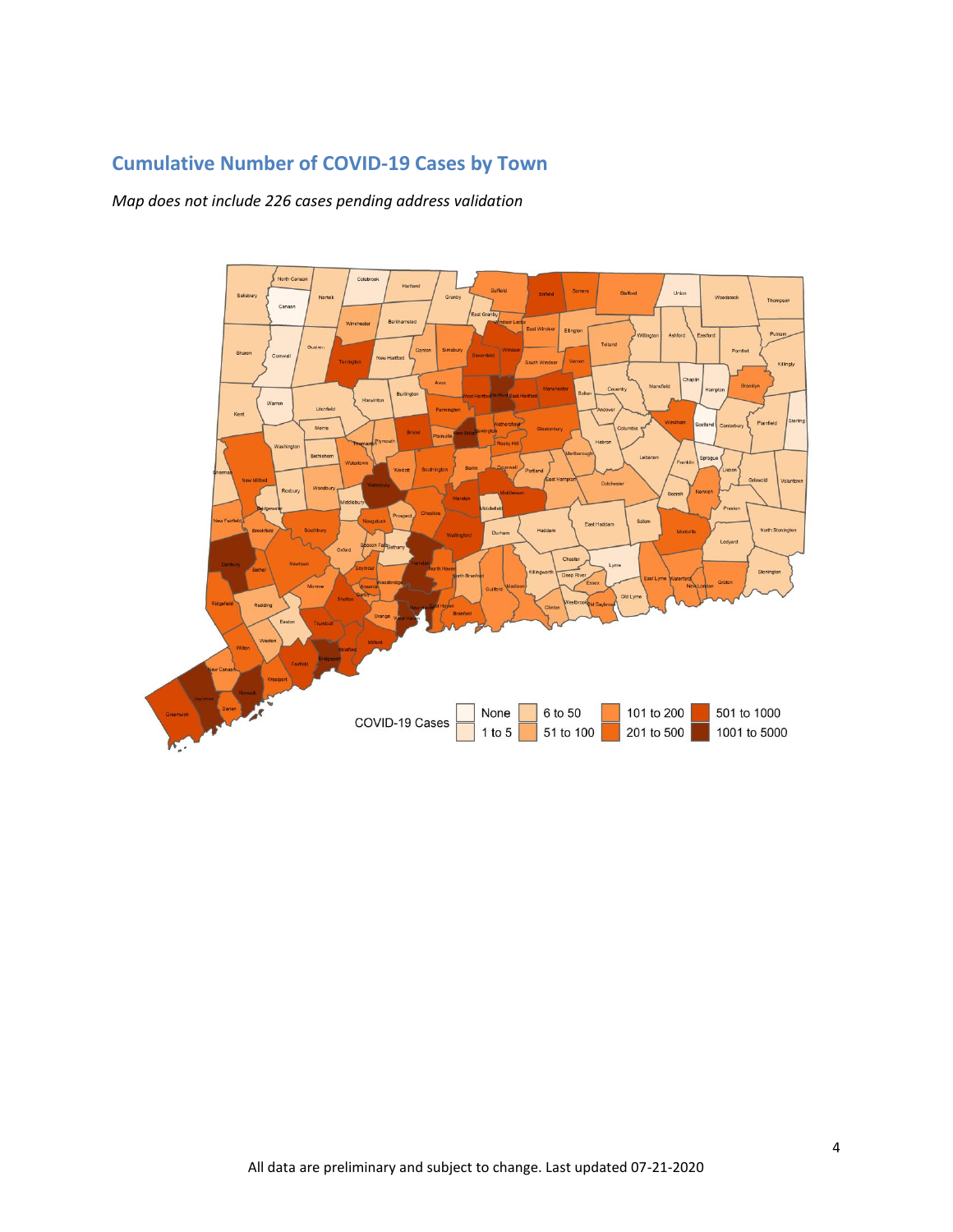## Cumulative Number of COVID-19 Cases by Town

*Map does not include 226 cases pending address validation*

COVID-19 Cases: None; 1 to 5; 6 to 50; 51 to 100; 101 to 200; 201 to 500; 501 to 1000; 1001 to 5000

All data are preliminary and subject to change. Last updated 07-21-2020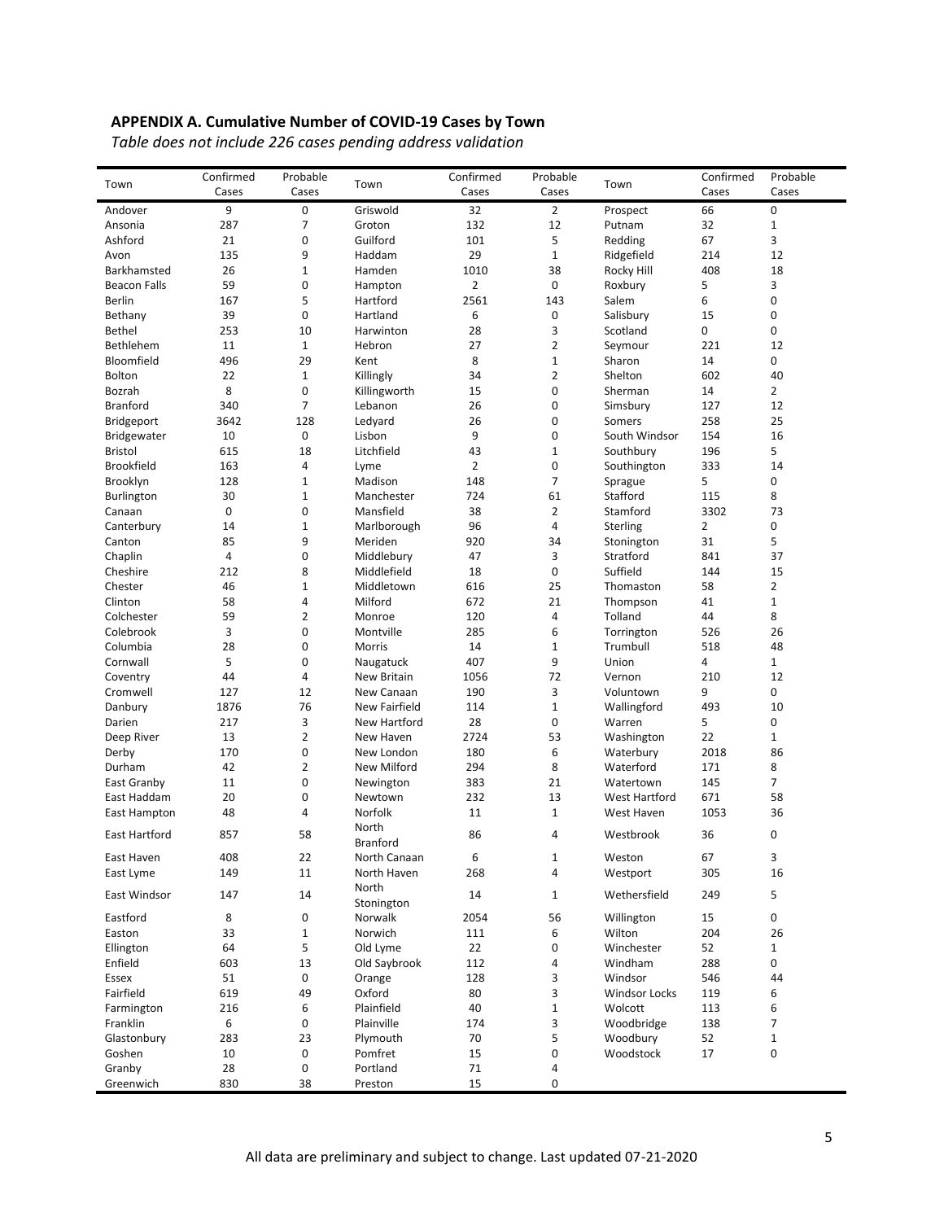**APPENDIX A. Cumulative Number of COVID-19 Cases by Town**

*Table does not include 226 cases pending address validation*

| Town | Confirmed Cases | Probable Cases | Town | Confirmed Cases | Probable Cases | Town | Confirmed Cases | Probable Cases |
|---|---|---|---|---|---|---|---|---|
| Andover | 9 | 0 | Griswold | 32 | 2 | Prospect | 66 | 0 |
| Ansonia | 287 | 7 | Groton | 132 | 12 | Putnam | 32 | 1 |
| Ashford | 21 | 0 | Guilford | 101 | 5 | Redding | 67 | 3 |
| Avon | 135 | 9 | Haddam | 29 | 1 | Ridgefield | 214 | 12 |
| Barkhamsted | 26 | 1 | Hamden | 1010 | 38 | Rocky Hill | 408 | 18 |
| Beacon Falls | 59 | 0 | Hampton | 2 | 0 | Roxbury | 5 | 3 |
| Berlin | 167 | 5 | Hartford | 2561 | 143 | Salem | 6 | 0 |
| Bethany | 39 | 0 | Hartland | 6 | 0 | Salisbury | 15 | 0 |
| Bethel | 253 | 10 | Harwinton | 28 | 3 | Scotland | 0 | 0 |
| Bethlehem | 11 | 1 | Hebron | 27 | 2 | Seymour | 221 | 12 |
| Bloomfield | 496 | 29 | Kent | 8 | 1 | Sharon | 14 | 0 |
| Bolton | 22 | 1 | Killingly | 34 | 2 | Shelton | 602 | 40 |
| Bozrah | 8 | 0 | Killingworth | 15 | 0 | Sherman | 14 | 2 |
| Branford | 340 | 7 | Lebanon | 26 | 0 | Simsbury | 127 | 12 |
| Bridgeport | 3642 | 128 | Ledyard | 26 | 0 | Somers | 258 | 25 |
| Bridgewater | 10 | 0 | Lisbon | 9 | 0 | South Windsor | 154 | 16 |
| Bristol | 615 | 18 | Litchfield | 43 | 1 | Southbury | 196 | 5 |
| Brookfield | 163 | 4 | Lyme | 2 | 0 | Southington | 333 | 14 |
| Brooklyn | 128 | 1 | Madison | 148 | 7 | Sprague | 5 | 0 |
| Burlington | 30 | 1 | Manchester | 724 | 61 | Stafford | 115 | 8 |
| Canaan | 0 | 0 | Mansfield | 38 | 2 | Stamford | 3302 | 73 |
| Canterbury | 14 | 1 | Marlborough | 96 | 4 | Sterling | 2 | 0 |
| Canton | 85 | 9 | Meriden | 920 | 34 | Stonington | 31 | 5 |
| Chaplin | 4 | 0 | Middlebury | 47 | 3 | Stratford | 841 | 37 |
| Cheshire | 212 | 8 | Middlefield | 18 | 0 | Suffield | 144 | 15 |
| Chester | 46 | 1 | Middletown | 616 | 25 | Thomaston | 58 | 2 |
| Clinton | 58 | 4 | Milford | 672 | 21 | Thompson | 41 | 1 |
| Colchester | 59 | 2 | Monroe | 120 | 4 | Tolland | 44 | 8 |
| Colebrook | 3 | 0 | Montville | 285 | 6 | Torrington | 526 | 26 |
| Columbia | 28 | 0 | Morris | 14 | 1 | Trumbull | 518 | 48 |
| Cornwall | 5 | 0 | Naugatuck | 407 | 9 | Union | 4 | 1 |
| Coventry | 44 | 4 | New Britain | 1056 | 72 | Vernon | 210 | 12 |
| Cromwell | 127 | 12 | New Canaan | 190 | 3 | Voluntown | 9 | 0 |
| Danbury | 1876 | 76 | New Fairfield | 114 | 1 | Wallingford | 493 | 10 |
| Darien | 217 | 3 | New Hartford | 28 | 0 | Warren | 5 | 0 |
| Deep River | 13 | 2 | New Haven | 2724 | 53 | Washington | 22 | 1 |
| Derby | 170 | 0 | New London | 180 | 6 | Waterbury | 2018 | 86 |
| Durham | 42 | 2 | New Milford | 294 | 8 | Waterford | 171 | 8 |
| East Granby | 11 | 0 | Newington | 383 | 21 | Watertown | 145 | 7 |
| East Haddam | 20 | 0 | Newtown | 232 | 13 | West Hartford | 671 | 58 |
| East Hampton | 48 | 4 | Norfolk | 11 | 1 | West Haven | 1053 | 36 |
| East Hartford | 857 | 58 | North Branford | 86 | 4 | Westbrook | 36 | 0 |
| East Haven | 408 | 22 | North Canaan | 6 | 1 | Weston | 67 | 3 |
| East Lyme | 149 | 11 | North Haven | 268 | 4 | Westport | 305 | 16 |
| East Windsor | 147 | 14 | North Stonington | 14 | 1 | Wethersfield | 249 | 5 |
| Eastford | 8 | 0 | Norwalk | 2054 | 56 | Willington | 15 | 0 |
| Easton | 33 | 1 | Norwich | 111 | 6 | Wilton | 204 | 26 |
| Ellington | 64 | 5 | Old Lyme | 22 | 0 | Winchester | 52 | 1 |
| Enfield | 603 | 13 | Old Saybrook | 112 | 4 | Windham | 288 | 0 |
| Essex | 51 | 0 | Orange | 128 | 3 | Windsor | 546 | 44 |
| Fairfield | 619 | 49 | Oxford | 80 | 3 | Windsor Locks | 119 | 6 |
| Farmington | 216 | 6 | Plainfield | 40 | 1 | Wolcott | 113 | 6 |
| Franklin | 6 | 0 | Plainville | 174 | 3 | Woodbridge | 138 | 7 |
| Glastonbury | 283 | 23 | Plymouth | 70 | 5 | Woodbury | 52 | 1 |
| Goshen | 10 | 0 | Pomfret | 15 | 0 | Woodstock | 17 | 0 |
| Granby | 28 | 0 | Portland | 71 | 4 | | | |
| Greenwich | 830 | 38 | Preston | 15 | 0 | | | |

All data are preliminary and subject to change. Last updated 07-21-2020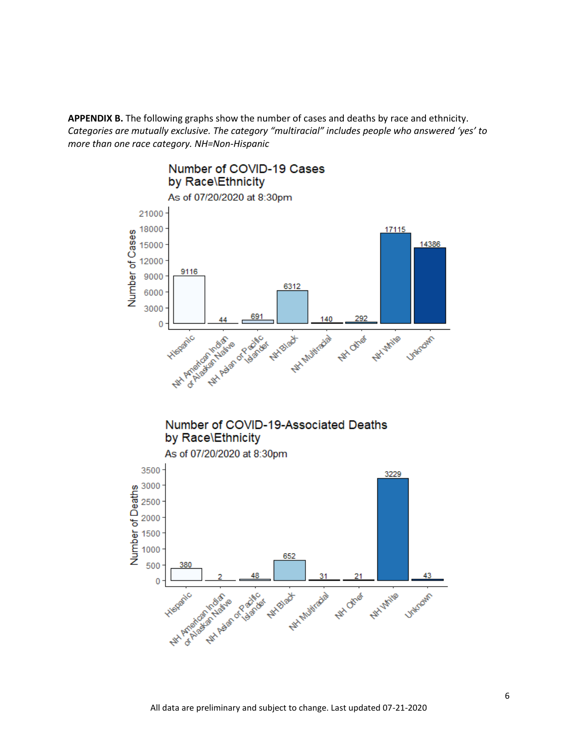**APPENDIX B.** The following graphs show the number of cases and deaths by race and ethnicity. *Categories are mutually exclusive. The category "multiracial" includes people who answered 'yes' to more than one race category. NH=Non-Hispanic*

**Number of COVID-19 Cases by Race\Ethnicity**

As of 07/20/2020 at 8:30pm

| Race\Ethnicity | Number of Cases |
| --- | --- |
| Hispanic | 9116 |
| NH American Indian or Alaskan Native | 44 |
| NH Asian or Pacific Islander | 691 |
| NH Black | 6312 |
| NH Multiracial | 140 |
| NH Other | 292 |
| NH White | 17115 |
| Unknown | 14386 |

**Number of COVID-19-Associated Deaths by Race\Ethnicity**

As of 07/20/2020 at 8:30pm

| Race\Ethnicity | Number of Deaths |
| --- | --- |
| Hispanic | 380 |
| NH American Indian or Alaskan Native | 2 |
| NH Asian or Pacific Islander | 48 |
| NH Black | 652 |
| NH Multiracial | 31 |
| NH Other | 21 |
| NH White | 3229 |
| Unknown | 43 |

All data are preliminary and subject to change. Last updated 07-21-2020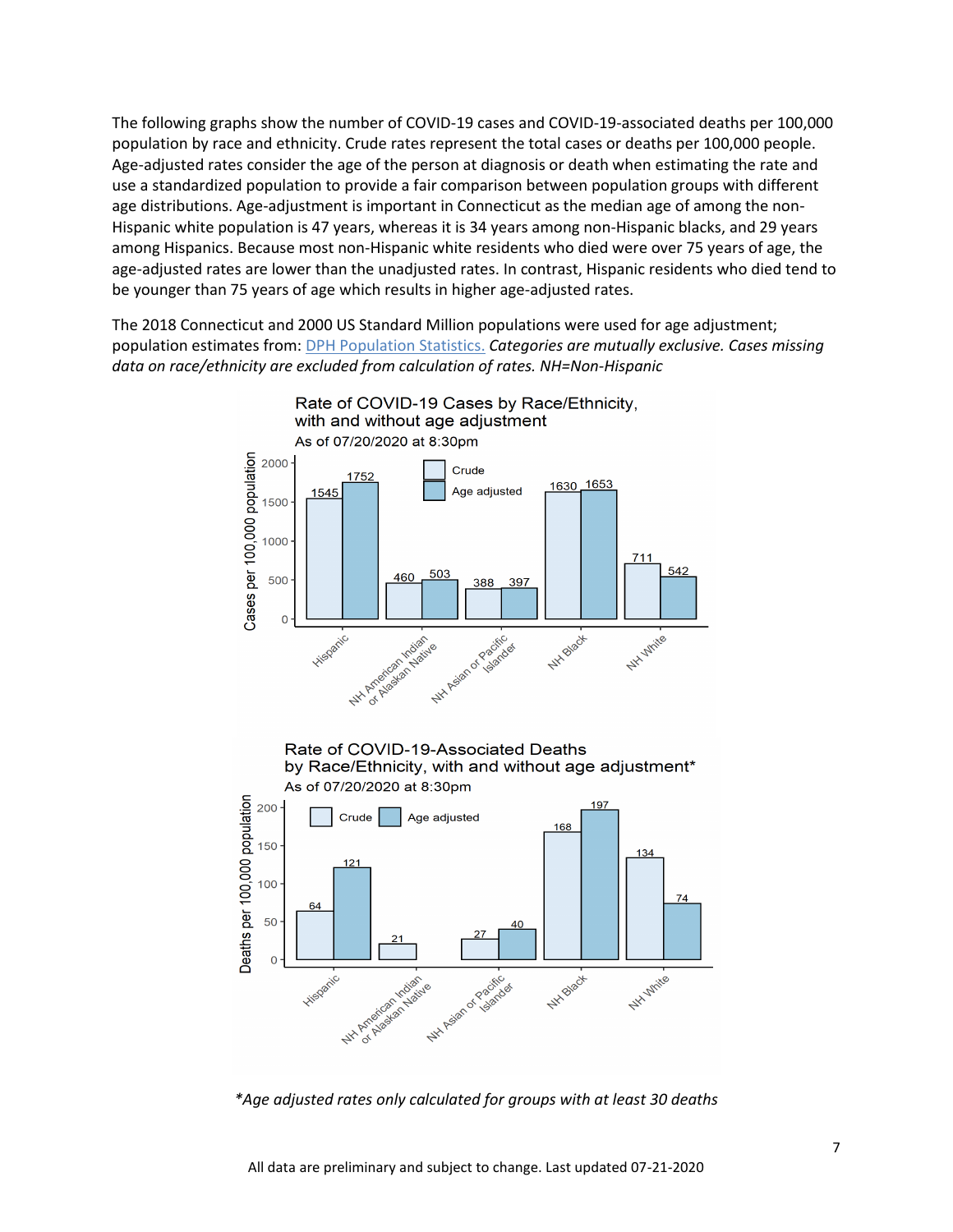The following graphs show the number of COVID-19 cases and COVID-19-associated deaths per 100,000 population by race and ethnicity. Crude rates represent the total cases or deaths per 100,000 people. Age-adjusted rates consider the age of the person at diagnosis or death when estimating the rate and use a standardized population to provide a fair comparison between population groups with different age distributions. Age-adjustment is important in Connecticut as the median age of among the non-Hispanic white population is 47 years, whereas it is 34 years among non-Hispanic blacks, and 29 years among Hispanics. Because most non-Hispanic white residents who died were over 75 years of age, the age-adjusted rates are lower than the unadjusted rates. In contrast, Hispanic residents who died tend to be younger than 75 years of age which results in higher age-adjusted rates.

The 2018 Connecticut and 2000 US Standard Million populations were used for age adjustment; population estimates from: [DPH Population Statistics.](#) *Categories are mutually exclusive. Cases missing data on race/ethnicity are excluded from calculation of rates. NH=Non-Hispanic*

Rate of COVID-19 Cases by Race/Ethnicity, with and without age adjustment

As of 07/20/2020 at 8:30pm

Cases per 100,000 population

0
500
1000
1500
2000

Crude
Age adjusted

1545
1752
460
503
388
397
1630
1653
711
542

Hispanic
NH American Indian or Alaskan Native
NH Asian or Pacific Islander
NH Black
NH White

Rate of COVID-19-Associated Deaths by Race/Ethnicity, with and without age adjustment*

As of 07/20/2020 at 8:30pm

Deaths per 100,000 population

0
50
100
150
200

Crude
Age adjusted

64
121
21
27
40
168
197
134
74

Hispanic
NH American Indian or Alaskan Native
NH Asian or Pacific Islander
NH Black
NH White

*\*Age adjusted rates only calculated for groups with at least 30 deaths*

All data are preliminary and subject to change. Last updated 07-21-2020